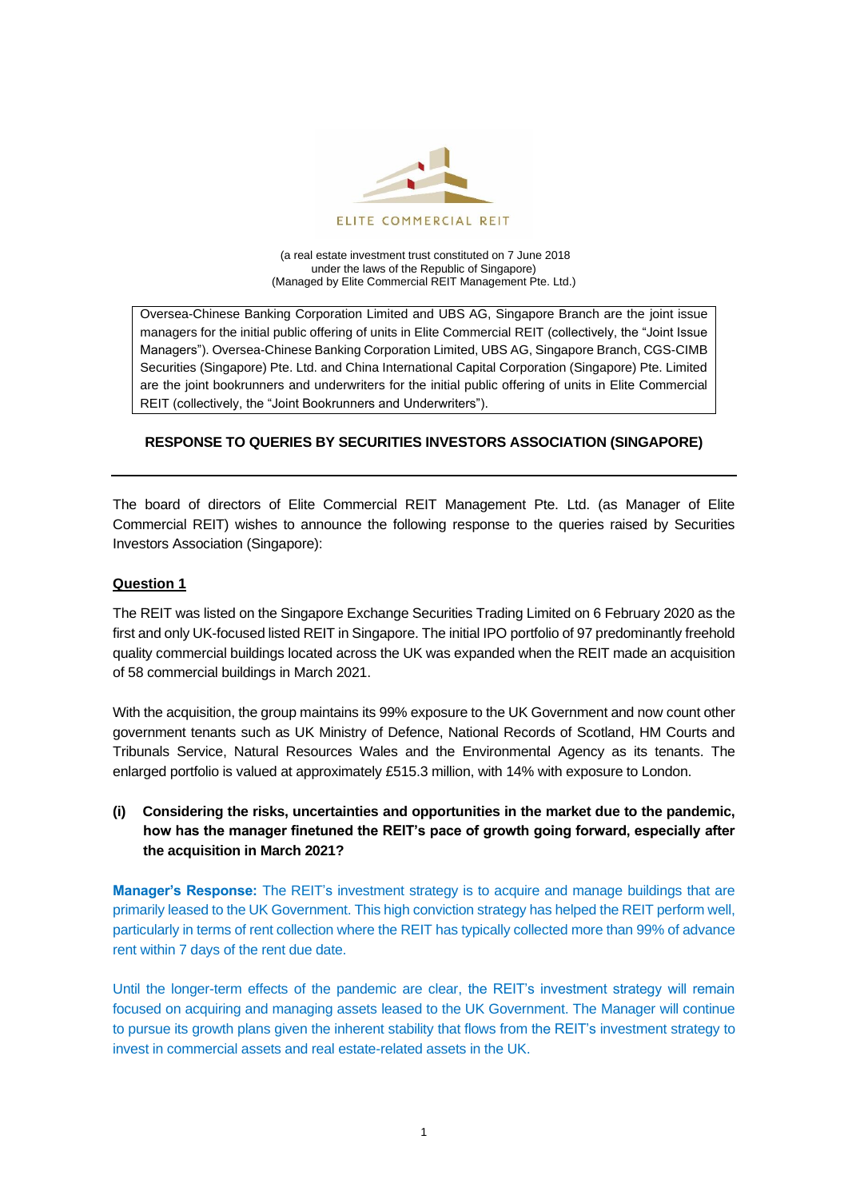ELITE COMMERCIAL REIT

(a real estate investment trust constituted on 7 June 2018
under the laws of the Republic of Singapore)
(Managed by Elite Commercial REIT Management Pte. Ltd.)

Oversea-Chinese Banking Corporation Limited and UBS AG, Singapore Branch are the joint issue managers for the initial public offering of units in Elite Commercial REIT (collectively, the "Joint Issue Managers"). Oversea-Chinese Banking Corporation Limited, UBS AG, Singapore Branch, CGS-CIMB Securities (Singapore) Pte. Ltd. and China International Capital Corporation (Singapore) Pte. Limited are the joint bookrunners and underwriters for the initial public offering of units in Elite Commercial REIT (collectively, the "Joint Bookrunners and Underwriters").

# RESPONSE TO QUERIES BY SECURITIES INVESTORS ASSOCIATION (SINGAPORE)

The board of directors of Elite Commercial REIT Management Pte. Ltd. (as Manager of Elite Commercial REIT) wishes to announce the following response to the queries raised by Securities Investors Association (Singapore):

## Question 1

The REIT was listed on the Singapore Exchange Securities Trading Limited on 6 February 2020 as the first and only UK-focused listed REIT in Singapore. The initial IPO portfolio of 97 predominantly freehold quality commercial buildings located across the UK was expanded when the REIT made an acquisition of 58 commercial buildings in March 2021.

With the acquisition, the group maintains its 99% exposure to the UK Government and now count other government tenants such as UK Ministry of Defence, National Records of Scotland, HM Courts and Tribunals Service, Natural Resources Wales and the Environmental Agency as its tenants. The enlarged portfolio is valued at approximately £515.3 million, with 14% with exposure to London.

**(i) Considering the risks, uncertainties and opportunities in the market due to the pandemic, how has the manager finetuned the REIT's pace of growth going forward, especially after the acquisition in March 2021?**

**Manager's Response:** The REIT's investment strategy is to acquire and manage buildings that are primarily leased to the UK Government. This high conviction strategy has helped the REIT perform well, particularly in terms of rent collection where the REIT has typically collected more than 99% of advance rent within 7 days of the rent due date.

Until the longer-term effects of the pandemic are clear, the REIT's investment strategy will remain focused on acquiring and managing assets leased to the UK Government. The Manager will continue to pursue its growth plans given the inherent stability that flows from the REIT's investment strategy to invest in commercial assets and real estate-related assets in the UK.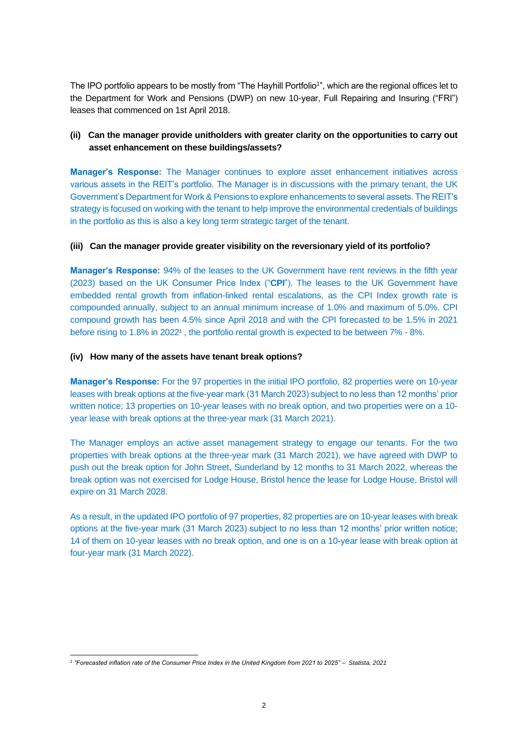The IPO portfolio appears to be mostly from "The Hayhill Portfolio[1]", which are the regional offices let to the Department for Work and Pensions (DWP) on new 10-year, Full Repairing and Insuring ("FRI") leases that commenced on 1st April 2018.

**(ii) Can the manager provide unitholders with greater clarity on the opportunities to carry out asset enhancement on these buildings/assets?**

**Manager's Response:** The Manager continues to explore asset enhancement initiatives across various assets in the REIT's portfolio. The Manager is in discussions with the primary tenant, the UK Government's Department for Work & Pensions to explore enhancements to several assets. The REIT's strategy is focused on working with the tenant to help improve the environmental credentials of buildings in the portfolio as this is also a key long term strategic target of the tenant.

**(iii) Can the manager provide greater visibility on the reversionary yield of its portfolio?**

**Manager's Response:** 94% of the leases to the UK Government have rent reviews in the fifth year (2023) based on the UK Consumer Price Index ("**CPI**"). The leases to the UK Government have embedded rental growth from inflation-linked rental escalations, as the CPI Index growth rate is compounded annually, subject to an annual minimum increase of 1.0% and maximum of 5.0%. CPI compound growth has been 4.5% since April 2018 and with the CPI forecasted to be 1.5% in 2021 before rising to 1.8% in 2022[1] , the portfolio rental growth is expected to be between 7% - 8%.

**(iv) How many of the assets have tenant break options?**

**Manager's Response:** For the 97 properties in the initial IPO portfolio, 82 properties were on 10-year leases with break options at the five-year mark (31 March 2023) subject to no less than 12 months' prior written notice; 13 properties on 10-year leases with no break option, and two properties were on a 10-year lease with break options at the three-year mark (31 March 2021).

The Manager employs an active asset management strategy to engage our tenants. For the two properties with break options at the three-year mark (31 March 2021), we have agreed with DWP to push out the break option for John Street, Sunderland by 12 months to 31 March 2022, whereas the break option was not exercised for Lodge House, Bristol hence the lease for Lodge House, Bristol will expire on 31 March 2028.

As a result, in the updated IPO portfolio of 97 properties, 82 properties are on 10-year leases with break options at the five-year mark (31 March 2023) subject to no less than 12 months' prior written notice; 14 of them on 10-year leases with no break option, and one is on a 10-year lease with break option at four-year mark (31 March 2022).

---

[1] *"Forecasted inflation rate of the Consumer Price Index in the United Kingdom from 2021 to 2025" – Statista, 2021*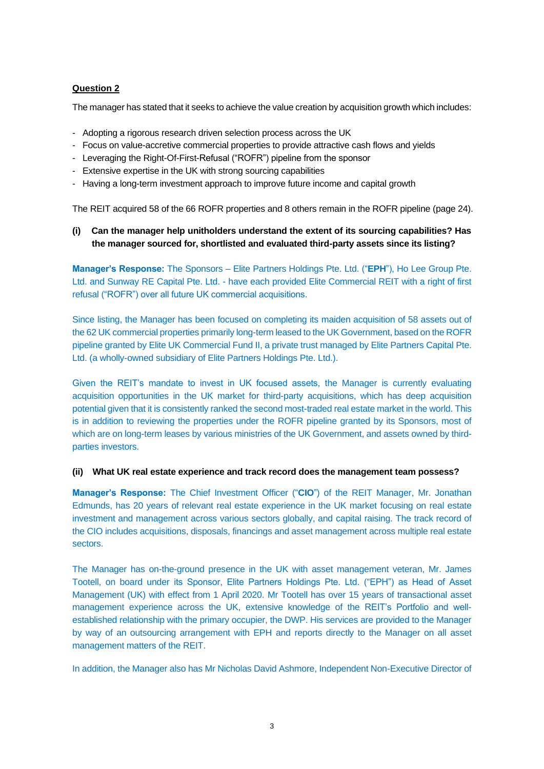**<u>Question 2</u>**

The manager has stated that it seeks to achieve the value creation by acquisition growth which includes:

- Adopting a rigorous research driven selection process across the UK
- Focus on value-accretive commercial properties to provide attractive cash flows and yields
- Leveraging the Right-Of-First-Refusal ("ROFR") pipeline from the sponsor
- Extensive expertise in the UK with strong sourcing capabilities
- Having a long-term investment approach to improve future income and capital growth

The REIT acquired 58 of the 66 ROFR properties and 8 others remain in the ROFR pipeline (page 24).

**(i) Can the manager help unitholders understand the extent of its sourcing capabilities? Has the manager sourced for, shortlisted and evaluated third-party assets since its listing?**

**Manager's Response:** The Sponsors – Elite Partners Holdings Pte. Ltd. ("**EPH**"), Ho Lee Group Pte. Ltd. and Sunway RE Capital Pte. Ltd. - have each provided Elite Commercial REIT with a right of first refusal ("ROFR") over all future UK commercial acquisitions.

Since listing, the Manager has been focused on completing its maiden acquisition of 58 assets out of the 62 UK commercial properties primarily long-term leased to the UK Government, based on the ROFR pipeline granted by Elite UK Commercial Fund II, a private trust managed by Elite Partners Capital Pte. Ltd. (a wholly-owned subsidiary of Elite Partners Holdings Pte. Ltd.).

Given the REIT's mandate to invest in UK focused assets, the Manager is currently evaluating acquisition opportunities in the UK market for third-party acquisitions, which has deep acquisition potential given that it is consistently ranked the second most-traded real estate market in the world. This is in addition to reviewing the properties under the ROFR pipeline granted by its Sponsors, most of which are on long-term leases by various ministries of the UK Government, and assets owned by third-parties investors.

**(ii) What UK real estate experience and track record does the management team possess?**

**Manager's Response:** The Chief Investment Officer ("**CIO**") of the REIT Manager, Mr. Jonathan Edmunds, has 20 years of relevant real estate experience in the UK market focusing on real estate investment and management across various sectors globally, and capital raising. The track record of the CIO includes acquisitions, disposals, financings and asset management across multiple real estate sectors.

The Manager has on-the-ground presence in the UK with asset management veteran, Mr. James Tootell, on board under its Sponsor, Elite Partners Holdings Pte. Ltd. ("EPH") as Head of Asset Management (UK) with effect from 1 April 2020. Mr Tootell has over 15 years of transactional asset management experience across the UK, extensive knowledge of the REIT's Portfolio and well-established relationship with the primary occupier, the DWP. His services are provided to the Manager by way of an outsourcing arrangement with EPH and reports directly to the Manager on all asset management matters of the REIT.

In addition, the Manager also has Mr Nicholas David Ashmore, Independent Non-Executive Director of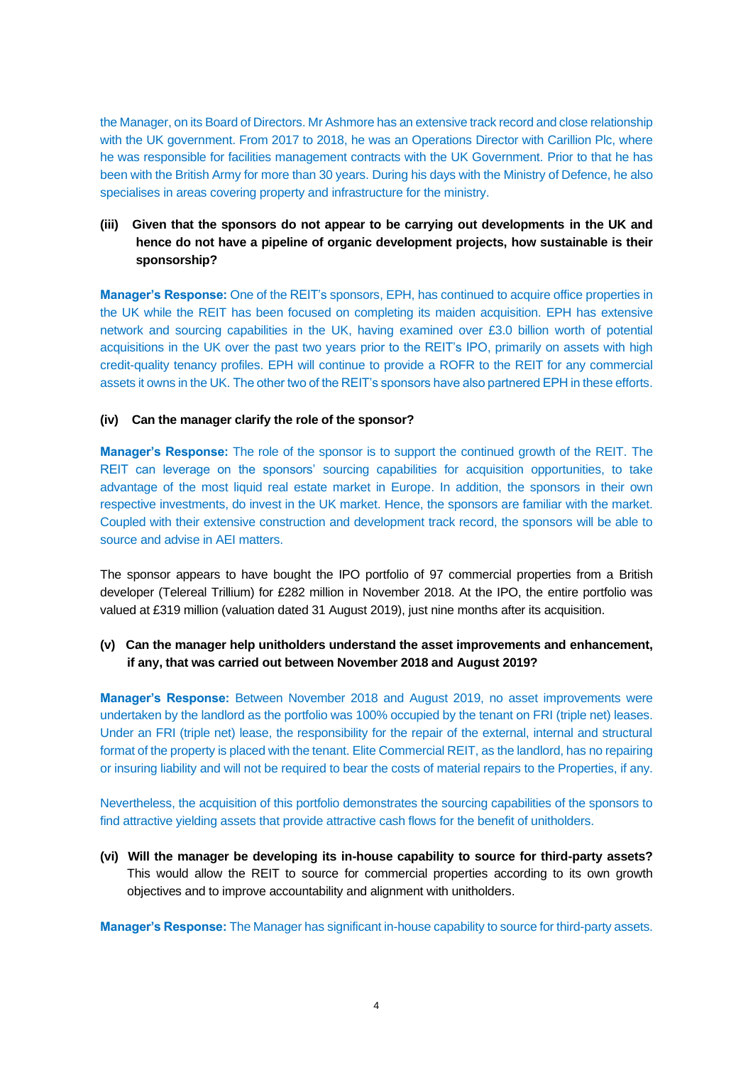the Manager, on its Board of Directors. Mr Ashmore has an extensive track record and close relationship with the UK government. From 2017 to 2018, he was an Operations Director with Carillion Plc, where he was responsible for facilities management contracts with the UK Government. Prior to that he has been with the British Army for more than 30 years. During his days with the Ministry of Defence, he also specialises in areas covering property and infrastructure for the ministry.

**(iii) Given that the sponsors do not appear to be carrying out developments in the UK and hence do not have a pipeline of organic development projects, how sustainable is their sponsorship?**

**Manager's Response:** One of the REIT's sponsors, EPH, has continued to acquire office properties in the UK while the REIT has been focused on completing its maiden acquisition. EPH has extensive network and sourcing capabilities in the UK, having examined over £3.0 billion worth of potential acquisitions in the UK over the past two years prior to the REIT's IPO, primarily on assets with high credit-quality tenancy profiles. EPH will continue to provide a ROFR to the REIT for any commercial assets it owns in the UK. The other two of the REIT's sponsors have also partnered EPH in these efforts.

**(iv) Can the manager clarify the role of the sponsor?**

**Manager's Response:** The role of the sponsor is to support the continued growth of the REIT. The REIT can leverage on the sponsors' sourcing capabilities for acquisition opportunities, to take advantage of the most liquid real estate market in Europe. In addition, the sponsors in their own respective investments, do invest in the UK market. Hence, the sponsors are familiar with the market. Coupled with their extensive construction and development track record, the sponsors will be able to source and advise in AEI matters.

The sponsor appears to have bought the IPO portfolio of 97 commercial properties from a British developer (Telereal Trillium) for £282 million in November 2018. At the IPO, the entire portfolio was valued at £319 million (valuation dated 31 August 2019), just nine months after its acquisition.

**(v) Can the manager help unitholders understand the asset improvements and enhancement, if any, that was carried out between November 2018 and August 2019?**

**Manager's Response:** Between November 2018 and August 2019, no asset improvements were undertaken by the landlord as the portfolio was 100% occupied by the tenant on FRI (triple net) leases. Under an FRI (triple net) lease, the responsibility for the repair of the external, internal and structural format of the property is placed with the tenant. Elite Commercial REIT, as the landlord, has no repairing or insuring liability and will not be required to bear the costs of material repairs to the Properties, if any.

Nevertheless, the acquisition of this portfolio demonstrates the sourcing capabilities of the sponsors to find attractive yielding assets that provide attractive cash flows for the benefit of unitholders.

**(vi) Will the manager be developing its in-house capability to source for third-party assets?** This would allow the REIT to source for commercial properties according to its own growth objectives and to improve accountability and alignment with unitholders.

**Manager's Response:** The Manager has significant in-house capability to source for third-party assets.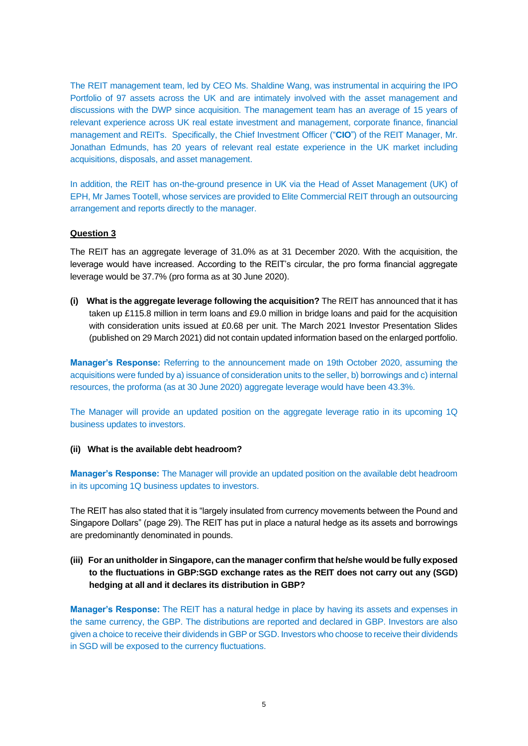The REIT management team, led by CEO Ms. Shaldine Wang, was instrumental in acquiring the IPO Portfolio of 97 assets across the UK and are intimately involved with the asset management and discussions with the DWP since acquisition. The management team has an average of 15 years of relevant experience across UK real estate investment and management, corporate finance, financial management and REITs. Specifically, the Chief Investment Officer ("**CIO**") of the REIT Manager, Mr. Jonathan Edmunds, has 20 years of relevant real estate experience in the UK market including acquisitions, disposals, and asset management.

In addition, the REIT has on-the-ground presence in UK via the Head of Asset Management (UK) of EPH, Mr James Tootell, whose services are provided to Elite Commercial REIT through an outsourcing arrangement and reports directly to the manager.

**Question 3**

The REIT has an aggregate leverage of 31.0% as at 31 December 2020. With the acquisition, the leverage would have increased. According to the REIT's circular, the pro forma financial aggregate leverage would be 37.7% (pro forma as at 30 June 2020).

**(i) What is the aggregate leverage following the acquisition?** The REIT has announced that it has taken up £115.8 million in term loans and £9.0 million in bridge loans and paid for the acquisition with consideration units issued at £0.68 per unit. The March 2021 Investor Presentation Slides (published on 29 March 2021) did not contain updated information based on the enlarged portfolio.

**Manager's Response:** Referring to the announcement made on 19th October 2020, assuming the acquisitions were funded by a) issuance of consideration units to the seller, b) borrowings and c) internal resources, the proforma (as at 30 June 2020) aggregate leverage would have been 43.3%.

The Manager will provide an updated position on the aggregate leverage ratio in its upcoming 1Q business updates to investors.

**(ii) What is the available debt headroom?**

**Manager's Response:** The Manager will provide an updated position on the available debt headroom in its upcoming 1Q business updates to investors.

The REIT has also stated that it is "largely insulated from currency movements between the Pound and Singapore Dollars" (page 29). The REIT has put in place a natural hedge as its assets and borrowings are predominantly denominated in pounds.

**(iii) For an unitholder in Singapore, can the manager confirm that he/she would be fully exposed to the fluctuations in GBP:SGD exchange rates as the REIT does not carry out any (SGD) hedging at all and it declares its distribution in GBP?**

**Manager's Response:** The REIT has a natural hedge in place by having its assets and expenses in the same currency, the GBP. The distributions are reported and declared in GBP. Investors are also given a choice to receive their dividends in GBP or SGD. Investors who choose to receive their dividends in SGD will be exposed to the currency fluctuations.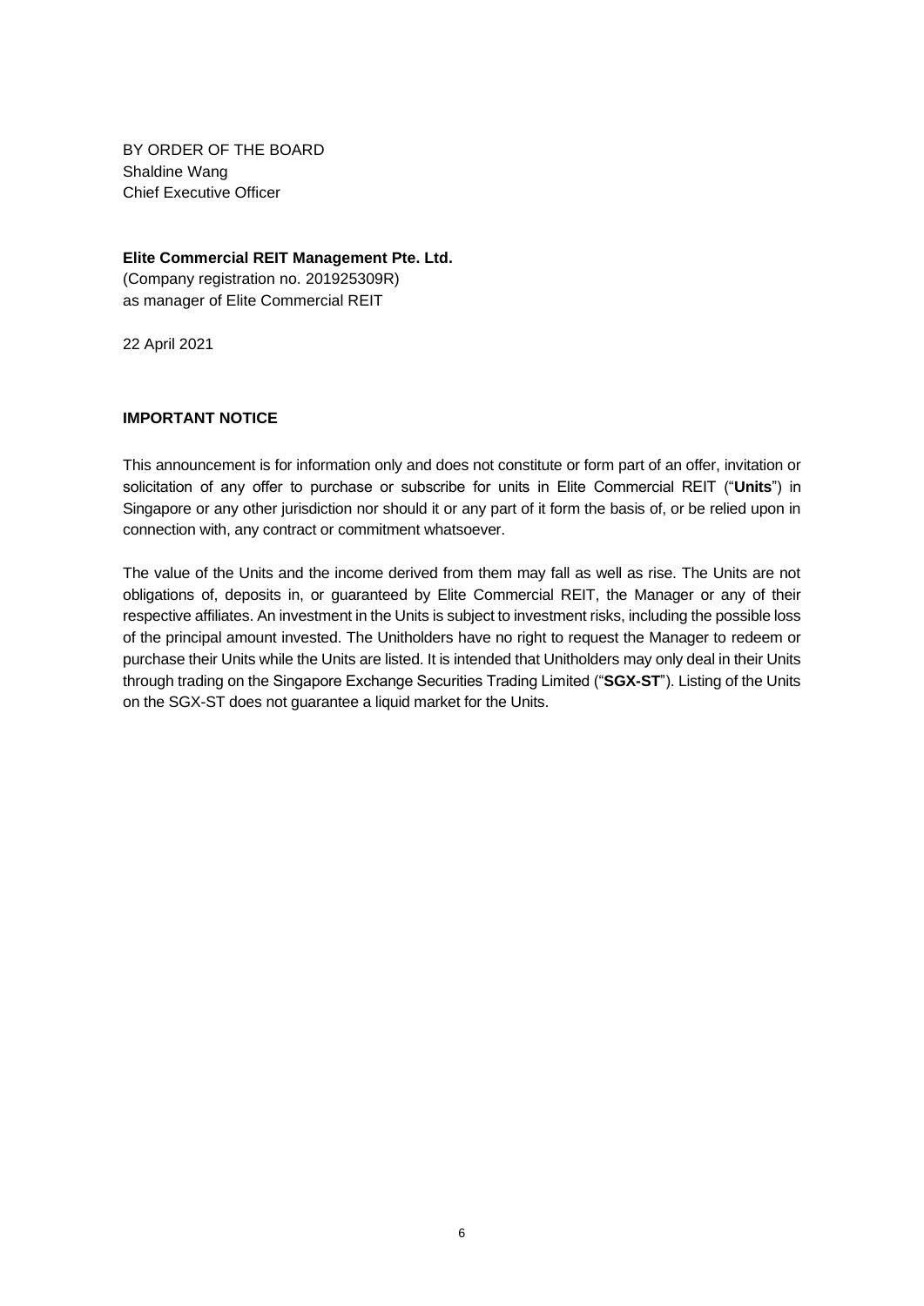BY ORDER OF THE BOARD
Shaldine Wang
Chief Executive Officer

**Elite Commercial REIT Management Pte. Ltd.**
(Company registration no. 201925309R)
as manager of Elite Commercial REIT

22 April 2021

**IMPORTANT NOTICE**

This announcement is for information only and does not constitute or form part of an offer, invitation or solicitation of any offer to purchase or subscribe for units in Elite Commercial REIT ("**Units**") in Singapore or any other jurisdiction nor should it or any part of it form the basis of, or be relied upon in connection with, any contract or commitment whatsoever.

The value of the Units and the income derived from them may fall as well as rise. The Units are not obligations of, deposits in, or guaranteed by Elite Commercial REIT, the Manager or any of their respective affiliates. An investment in the Units is subject to investment risks, including the possible loss of the principal amount invested. The Unitholders have no right to request the Manager to redeem or purchase their Units while the Units are listed. It is intended that Unitholders may only deal in their Units through trading on the Singapore Exchange Securities Trading Limited ("**SGX-ST**"). Listing of the Units on the SGX-ST does not guarantee a liquid market for the Units.